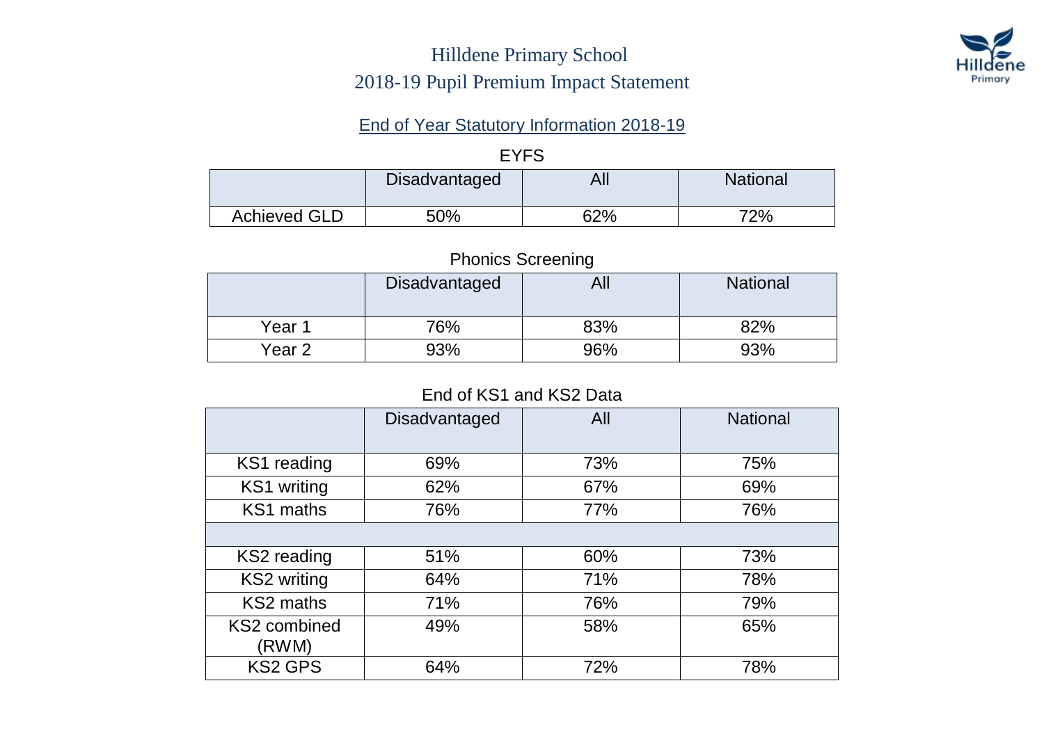# Hilldene Primary School

# 2018-19 Pupil Premium Impact Statement

## End of Year Statutory Information 2018-19

### EYFS

| | Disadvantaged | All | National |
|---|---|---|---|
| Achieved GLD | 50% | 62% | 72% |

### Phonics Screening

| | Disadvantaged | All | National |
|---|---|---|---|
| Year 1 | 76% | 83% | 82% |
| Year 2 | 93% | 96% | 93% |

### End of KS1 and KS2 Data

| | Disadvantaged | All | National |
|---|---|---|---|
| KS1 reading | 69% | 73% | 75% |
| KS1 writing | 62% | 67% | 69% |
| KS1 maths | 76% | 77% | 76% |
| | | | |
| KS2 reading | 51% | 60% | 73% |
| KS2 writing | 64% | 71% | 78% |
| KS2 maths | 71% | 76% | 79% |
| KS2 combined (RWM) | 49% | 58% | 65% |
| KS2 GPS | 64% | 72% | 78% |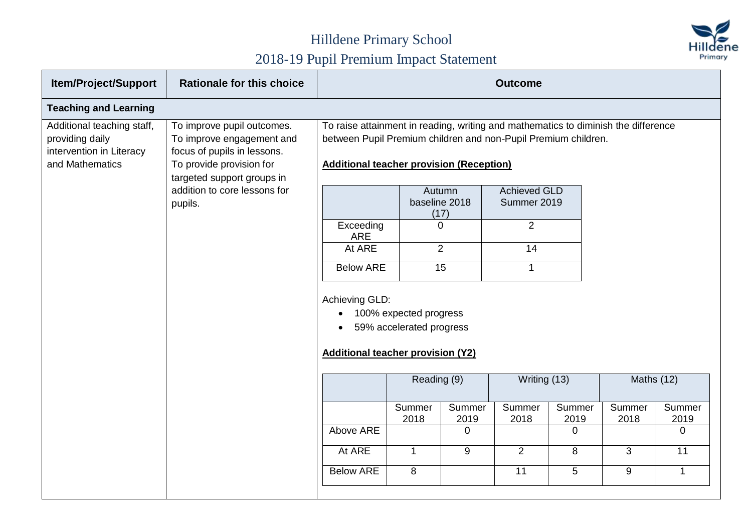# Hilldene Primary School

## 2018-19 Pupil Premium Impact Statement

| Item/Project/Support | Rationale for this choice | Outcome |
|---|---|---|
| **Teaching and Learning** | | |
| Additional teaching staff, providing daily intervention in Literacy and Mathematics | To improve pupil outcomes. To improve engagement and focus of pupils in lessons. To provide provision for targeted support groups in addition to core lessons for pupils. | To raise attainment in reading, writing and mathematics to diminish the difference between Pupil Premium children and non-Pupil Premium children. |

**Additional teacher provision (Reception)**

| | Autumn baseline 2018 (17) | Achieved GLD Summer 2019 |
|---|---|---|
| Exceeding ARE | 0 | 2 |
| At ARE | 2 | 14 |
| Below ARE | 15 | 1 |

Achieving GLD:

- 100% expected progress
- 59% accelerated progress

**Additional teacher provision (Y2)**

| | Reading (9) | | Writing (13) | | Maths (12) | |
|---|---|---|---|---|---|---|
| | Summer 2018 | Summer 2019 | Summer 2018 | Summer 2019 | Summer 2018 | Summer 2019 |
| Above ARE | | 0 | | 0 | | 0 |
| At ARE | 1 | 9 | 2 | 8 | 3 | 11 |
| Below ARE | 8 | | 11 | 5 | 9 | 1 |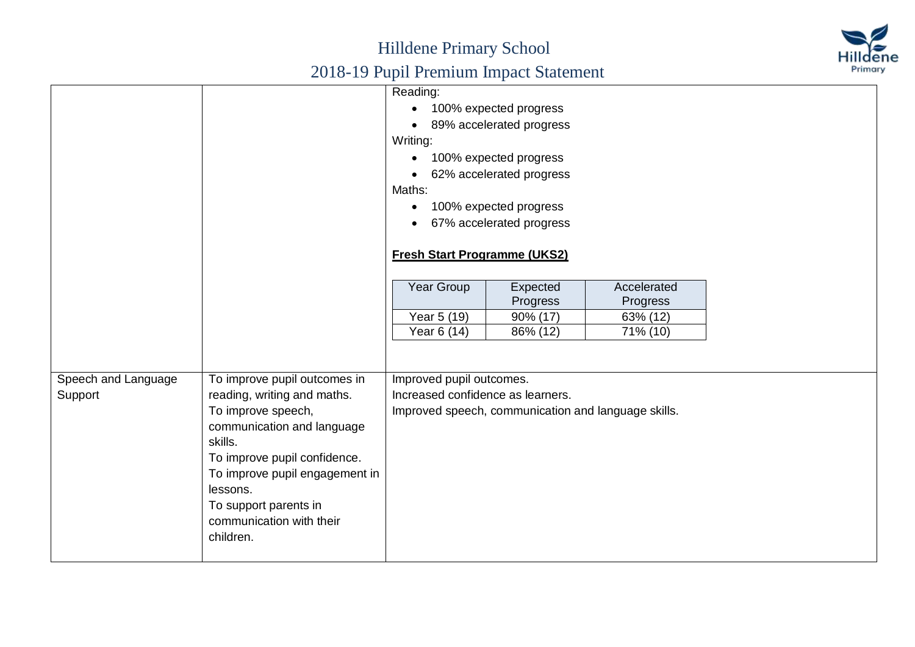| | | |
|---|---|---|
| | | Reading:<br>• 100% expected progress<br>• 89% accelerated progress<br>Writing:<br>• 100% expected progress<br>• 62% accelerated progress<br>Maths:<br>• 100% expected progress<br>• 67% accelerated progress<br><br>**Fresh Start Programme (UKS2)**<br><br>Year Group / Expected Progress / Accelerated Progress<br>Year 5 (19): 90% (17) / 63% (12)<br>Year 6 (14): 86% (12) / 71% (10) |
| Speech and Language Support | To improve pupil outcomes in reading, writing and maths.<br>To improve speech, communication and language skills.<br>To improve pupil confidence.<br>To improve pupil engagement in lessons.<br>To support parents in communication with their children. | Improved pupil outcomes.<br>Increased confidence as learners.<br>Improved speech, communication and language skills. |

**Fresh Start Programme (UKS2)**

| Year Group | Expected Progress | Accelerated Progress |
|---|---|---|
| Year 5 (19) | 90% (17) | 63% (12) |
| Year 6 (14) | 86% (12) | 71% (10) |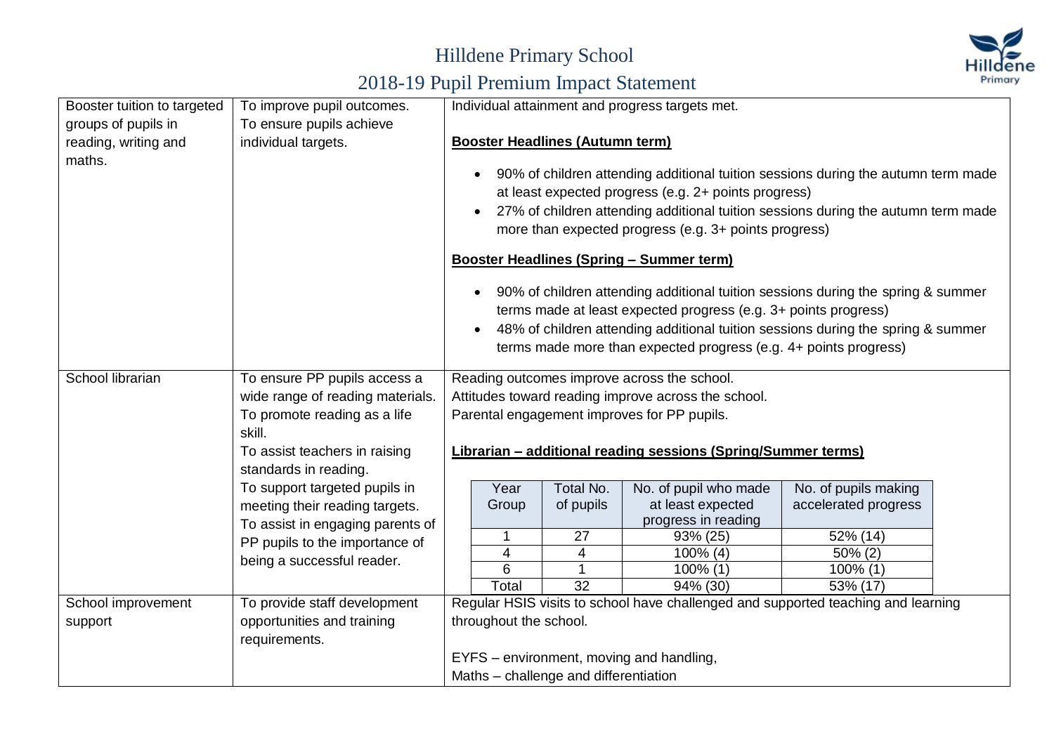# Hilldene Primary School

## 2018-19 Pupil Premium Impact Statement

<table>
<tr>
<td>Booster tuition to targeted groups of pupils in reading, writing and maths.</td>
<td>To improve pupil outcomes.<br>To ensure pupils achieve individual targets.</td>
<td>
Individual attainment and progress targets met.<br><br>
<b><u>Booster Headlines (Autumn term)</u></b>
<ul>
<li>90% of children attending additional tuition sessions during the autumn term made at least expected progress (e.g. 2+ points progress)</li>
<li>27% of children attending additional tuition sessions during the autumn term made more than expected progress (e.g. 3+ points progress)</li>
</ul>
<b><u>Booster Headlines (Spring – Summer term)</u></b>
<ul>
<li>90% of children attending additional tuition sessions during the spring &amp; summer terms made at least expected progress (e.g. 3+ points progress)</li>
<li>48% of children attending additional tuition sessions during the spring &amp; summer terms made more than expected progress (e.g. 4+ points progress)</li>
</ul>
</td>
</tr>
<tr>
<td>School librarian</td>
<td>To ensure PP pupils access a wide range of reading materials.<br>To promote reading as a life skill.<br>To assist teachers in raising standards in reading.<br>To support targeted pupils in meeting their reading targets.<br>To assist in engaging parents of PP pupils to the importance of being a successful reader.</td>
<td>
Reading outcomes improve across the school.<br>
Attitudes toward reading improve across the school.<br>
Parental engagement improves for PP pupils.<br><br>
<b><u>Librarian – additional reading sessions (Spring/Summer terms)</u></b>
<table>
<tr><th>Year Group</th><th>Total No. of pupils</th><th>No. of pupil who made at least expected progress in reading</th><th>No. of pupils making accelerated progress</th></tr>
<tr><td>1</td><td>27</td><td>93% (25)</td><td>52% (14)</td></tr>
<tr><td>4</td><td>4</td><td>100% (4)</td><td>50% (2)</td></tr>
<tr><td>6</td><td>1</td><td>100% (1)</td><td>100% (1)</td></tr>
<tr><td>Total</td><td>32</td><td>94% (30)</td><td>53% (17)</td></tr>
</table>
</td>
</tr>
<tr>
<td>School improvement support</td>
<td>To provide staff development opportunities and training requirements.</td>
<td>
Regular HSIS visits to school have challenged and supported teaching and learning throughout the school.<br><br>
EYFS – environment, moving and handling,<br>
Maths – challenge and differentiation
</td>
</tr>
</table>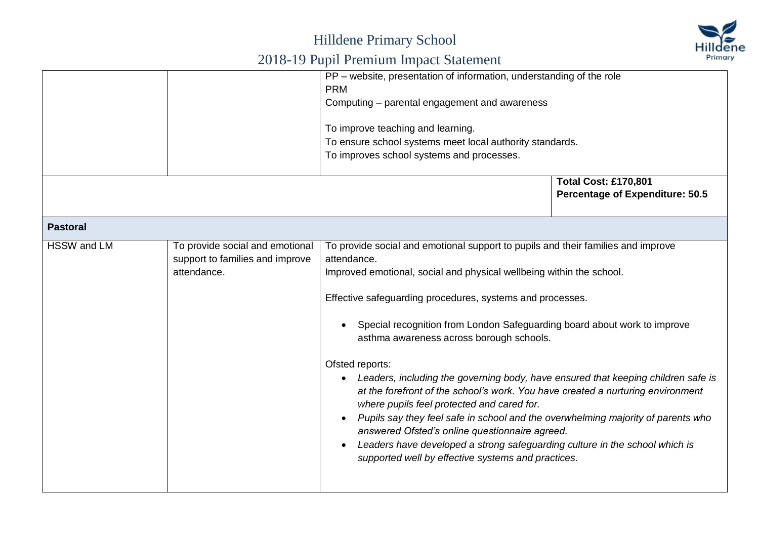|  |  |  |  |
|---|---|---|---|
|  |  | PP – website, presentation of information, understanding of the role<br>PRM<br>Computing – parental engagement and awareness<br><br>To improve teaching and learning.<br>To ensure school systems meet local authority standards.<br>To improves school systems and processes. | |
|  |  |  | **Total Cost: £170,801**<br>**Percentage of Expenditure: 50.5** |
| **Pastoral** |  |  |  |
| HSSW and LM | To provide social and emotional support to families and improve attendance. | To provide social and emotional support to pupils and their families and improve attendance.<br>Improved emotional, social and physical wellbeing within the school.<br><br>Effective safeguarding procedures, systems and processes.<br><br>• Special recognition from London Safeguarding board about work to improve asthma awareness across borough schools.<br><br>Ofsted reports:<br>• *Leaders, including the governing body, have ensured that keeping children safe is at the forefront of the school's work. You have created a nurturing environment where pupils feel protected and cared for.*<br>• *Pupils say they feel safe in school and the overwhelming majority of parents who answered Ofsted's online questionnaire agreed.*<br>• *Leaders have developed a strong safeguarding culture in the school which is supported well by effective systems and practices.* | |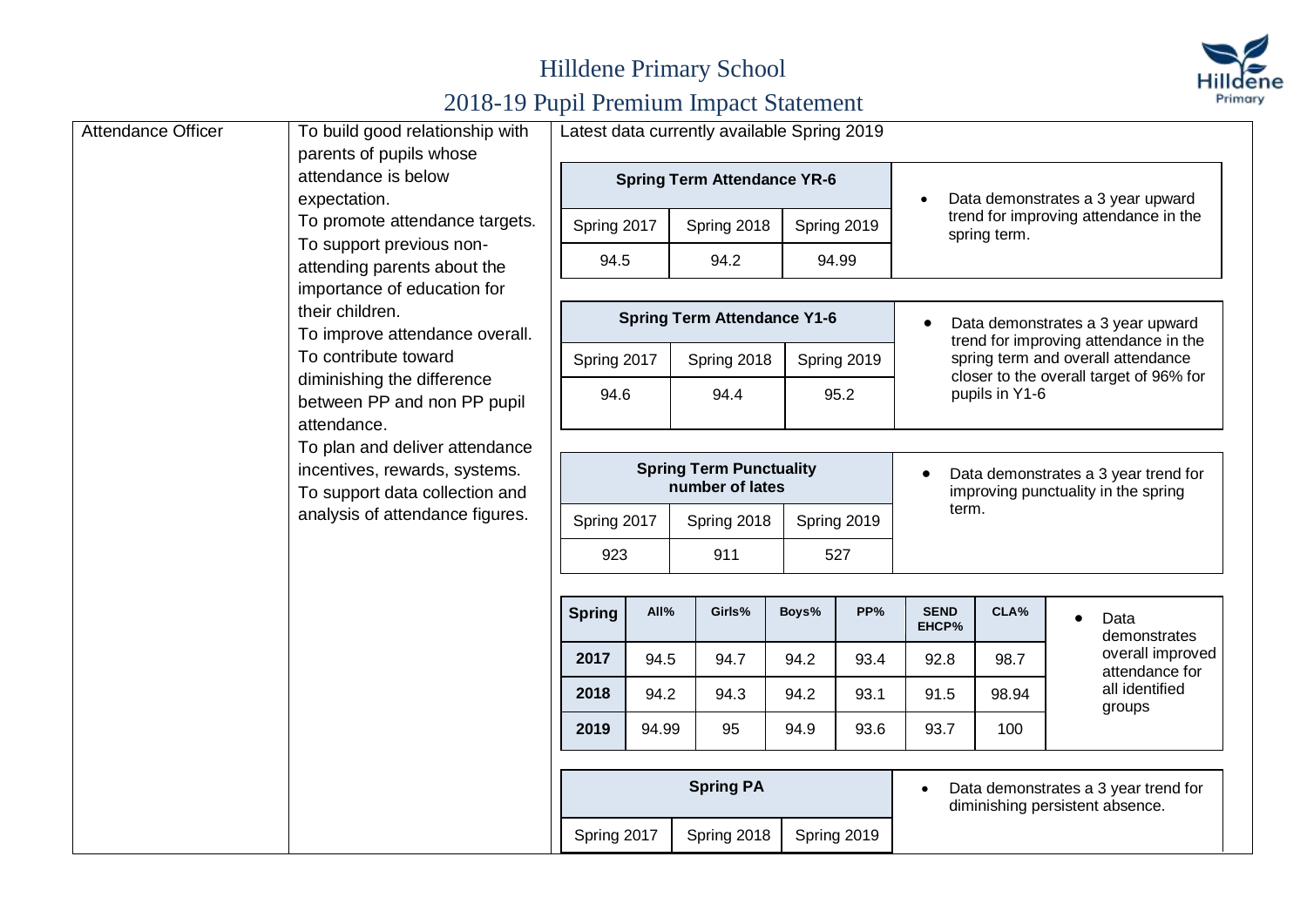# Hilldene Primary School

## 2018-19 Pupil Premium Impact Statement

| | | |
|---|---|---|
| Attendance Officer | To build good relationship with parents of pupils whose attendance is below expectation.<br>To promote attendance targets.<br>To support previous non-attending parents about the importance of education for their children.<br>To improve attendance overall.<br>To contribute toward diminishing the difference between PP and non PP pupil attendance.<br>To plan and deliver attendance incentives, rewards, systems.<br>To support data collection and analysis of attendance figures. | Latest data currently available Spring 2019 |

| Spring Term Attendance YR-6 | | | |
|---|---|---|---|
| Spring 2017 | Spring 2018 | Spring 2019 | • Data demonstrates a 3 year upward trend for improving attendance in the spring term. |
| 94.5 | 94.2 | 94.99 | |

| Spring Term Attendance Y1-6 | | | |
|---|---|---|---|
| Spring 2017 | Spring 2018 | Spring 2019 | • Data demonstrates a 3 year upward trend for improving attendance in the spring term and overall attendance closer to the overall target of 96% for pupils in Y1-6 |
| 94.6 | 94.4 | 95.2 | |

| Spring Term Punctuality number of lates | | | |
|---|---|---|---|
| Spring 2017 | Spring 2018 | Spring 2019 | • Data demonstrates a 3 year trend for improving punctuality in the spring term. |
| 923 | 911 | 527 | |

| Spring | All% | Girls% | Boys% | PP% | SEND EHCP% | CLA% | |
|---|---|---|---|---|---|---|---|
| 2017 | 94.5 | 94.7 | 94.2 | 93.4 | 92.8 | 98.7 | • Data demonstrates overall improved attendance for all identified groups |
| 2018 | 94.2 | 94.3 | 94.2 | 93.1 | 91.5 | 98.94 | |
| 2019 | 94.99 | 95 | 94.9 | 93.6 | 93.7 | 100 | |

| Spring PA | | | |
|---|---|---|---|
| Spring 2017 | Spring 2018 | Spring 2019 | • Data demonstrates a 3 year trend for diminishing persistent absence. |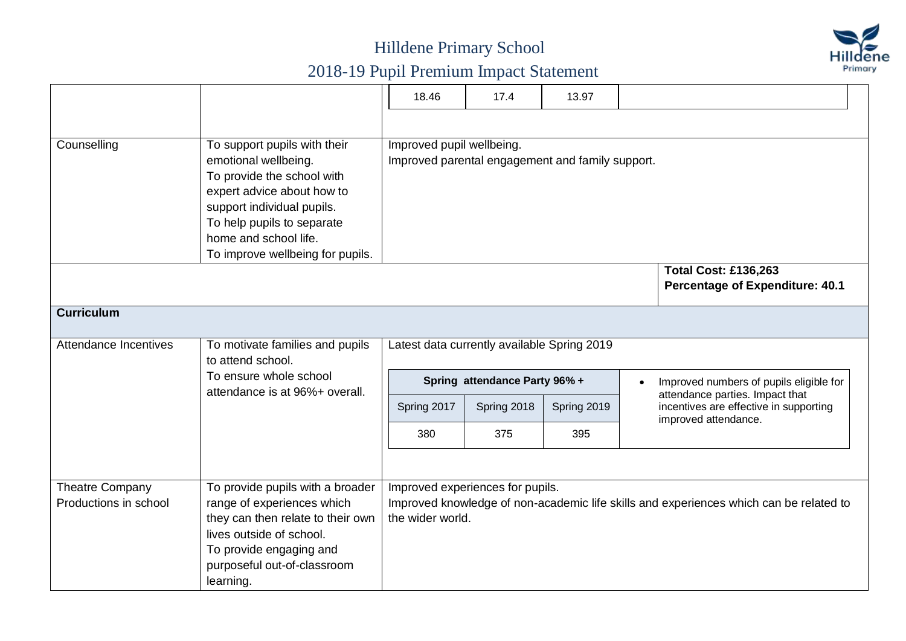# Hilldene Primary School

## 2018-19 Pupil Premium Impact Statement

| | | | | | |
|---|---|---|---|---|---|
| | | 18.46 | 17.4 | 13.97 | |
| Counselling | To support pupils with their emotional wellbeing.<br>To provide the school with expert advice about how to support individual pupils.<br>To help pupils to separate home and school life.<br>To improve wellbeing for pupils. | Improved pupil wellbeing.<br>Improved parental engagement and family support. | | | |
| | | | | | **Total Cost: £136,263**<br>**Percentage of Expenditure: 40.1** |
| **Curriculum** | | | | | |
| Attendance Incentives | To motivate families and pupils to attend school.<br>To ensure whole school attendance is at 96%+ overall. | Latest data currently available Spring 2019 | | | |
| | | **Spring attendance Party 96% +** | | | • Improved numbers of pupils eligible for attendance parties. Impact that incentives are effective in supporting improved attendance. |
| | | Spring 2017 | Spring 2018 | Spring 2019 | |
| | | 380 | 375 | 395 | |
| Theatre Company Productions in school | To provide pupils with a broader range of experiences which they can then relate to their own lives outside of school.<br>To provide engaging and purposeful out-of-classroom learning. | Improved experiences for pupils.<br>Improved knowledge of non-academic life skills and experiences which can be related to the wider world. | | | |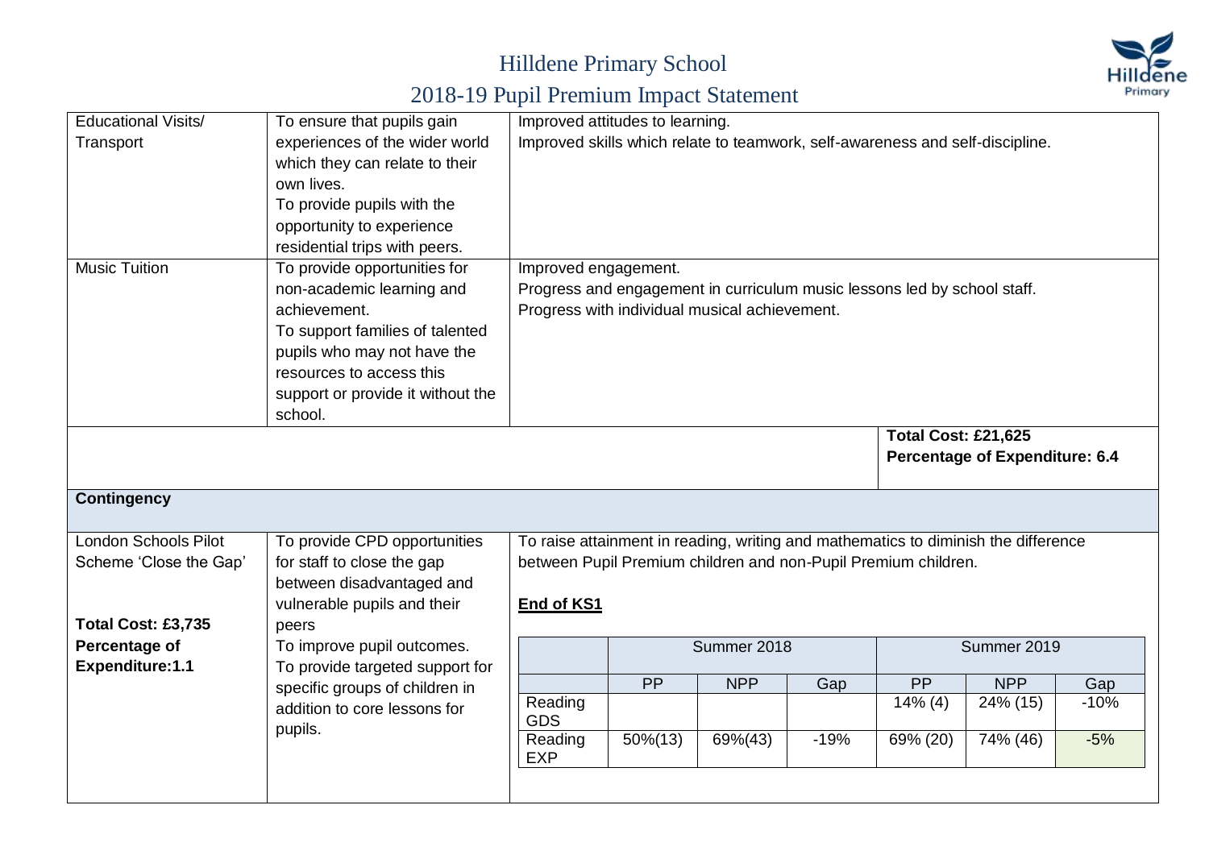# Hilldene Primary School

## 2018-19 Pupil Premium Impact Statement

| | | |
|---|---|---|
| Educational Visits/ Transport | To ensure that pupils gain experiences of the wider world which they can relate to their own lives.<br>To provide pupils with the opportunity to experience residential trips with peers. | Improved attitudes to learning.<br>Improved skills which relate to teamwork, self-awareness and self-discipline. |
| Music Tuition | To provide opportunities for non-academic learning and achievement.<br>To support families of talented pupils who may not have the resources to access this support or provide it without the school. | Improved engagement.<br>Progress and engagement in curriculum music lessons led by school staff.<br>Progress with individual musical achievement. |
| | | **Total Cost: £21,625**<br>**Percentage of Expenditure: 6.4** |

**Contingency**

| | | |
|---|---|---|
| London Schools Pilot Scheme 'Close the Gap'<br><br>**Total Cost: £3,735**<br>**Percentage of Expenditure:1.1** | To provide CPD opportunities for staff to close the gap between disadvantaged and vulnerable pupils and their peers<br>To improve pupil outcomes.<br>To provide targeted support for specific groups of children in addition to core lessons for pupils. | To raise attainment in reading, writing and mathematics to diminish the difference between Pupil Premium children and non-Pupil Premium children.<br><br>**End of KS1** |

| | Summer 2018 | | | Summer 2019 | | |
|---|---|---|---|---|---|---|
| | PP | NPP | Gap | PP | NPP | Gap |
| Reading GDS | | | | 14% (4) | 24% (15) | -10% |
| Reading EXP | 50%(13) | 69%(43) | -19% | 69% (20) | 74% (46) | -5% |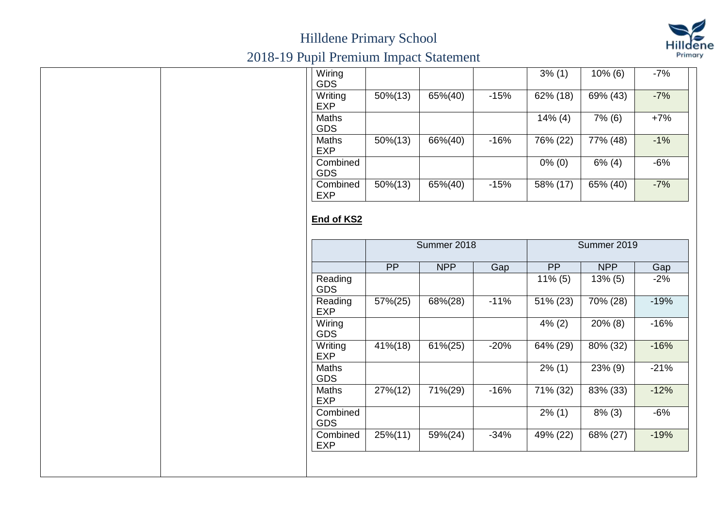| | | | | | | |
|---|---|---|---|---|---|---|
| Wiring GDS | | | | 3% (1) | 10% (6) | -7% |
| Writing EXP | 50%(13) | 65%(40) | -15% | 62% (18) | 69% (43) | -7% |
| Maths GDS | | | | 14% (4) | 7% (6) | +7% |
| Maths EXP | 50%(13) | 66%(40) | -16% | 76% (22) | 77% (48) | -1% |
| Combined GDS | | | | 0% (0) | 6% (4) | -6% |
| Combined EXP | 50%(13) | 65%(40) | -15% | 58% (17) | 65% (40) | -7% |

**End of KS2**

| | Summer 2018 | | | Summer 2019 | | |
|---|---|---|---|---|---|---|
| | PP | NPP | Gap | PP | NPP | Gap |
| Reading GDS | | | | 11% (5) | 13% (5) | -2% |
| Reading EXP | 57%(25) | 68%(28) | -11% | 51% (23) | 70% (28) | -19% |
| Wiring GDS | | | | 4% (2) | 20% (8) | -16% |
| Writing EXP | 41%(18) | 61%(25) | -20% | 64% (29) | 80% (32) | -16% |
| Maths GDS | | | | 2% (1) | 23% (9) | -21% |
| Maths EXP | 27%(12) | 71%(29) | -16% | 71% (32) | 83% (33) | -12% |
| Combined GDS | | | | 2% (1) | 8% (3) | -6% |
| Combined EXP | 25%(11) | 59%(24) | -34% | 49% (22) | 68% (27) | -19% |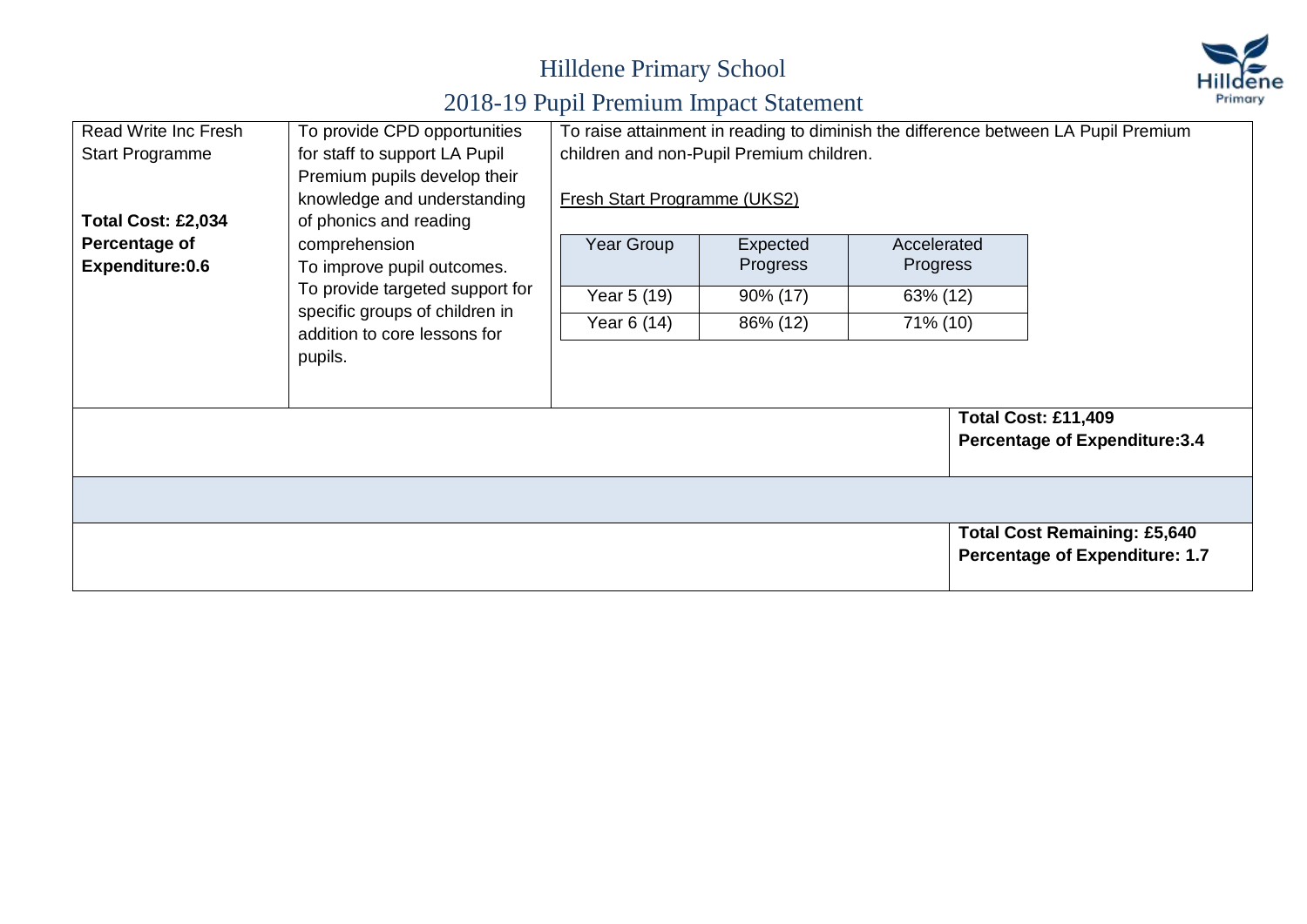# Hilldene Primary School

## 2018-19 Pupil Premium Impact Statement

| | | |
|---|---|---|
| Read Write Inc Fresh Start Programme<br><br>**Total Cost: £2,034**<br>**Percentage of Expenditure:0.6** | To provide CPD opportunities for staff to support LA Pupil Premium pupils develop their knowledge and understanding of phonics and reading comprehension<br>To improve pupil outcomes.<br>To provide targeted support for specific groups of children in addition to core lessons for pupils. | To raise attainment in reading to diminish the difference between LA Pupil Premium children and non-Pupil Premium children.<br><br>Fresh Start Programme (UKS2)<br><br>Year Group / Expected Progress / Accelerated Progress<br>Year 5 (19) / 90% (17) / 63% (12)<br>Year 6 (14) / 86% (12) / 71% (10) |
| | | **Total Cost: £11,409**<br>**Percentage of Expenditure:3.4** |
| | | |
| | | **Total Cost Remaining: £5,640**<br>**Percentage of Expenditure: 1.7** |

Fresh Start Programme (UKS2)

| Year Group | Expected Progress | Accelerated Progress |
|---|---|---|
| Year 5 (19) | 90% (17) | 63% (12) |
| Year 6 (14) | 86% (12) | 71% (10) |